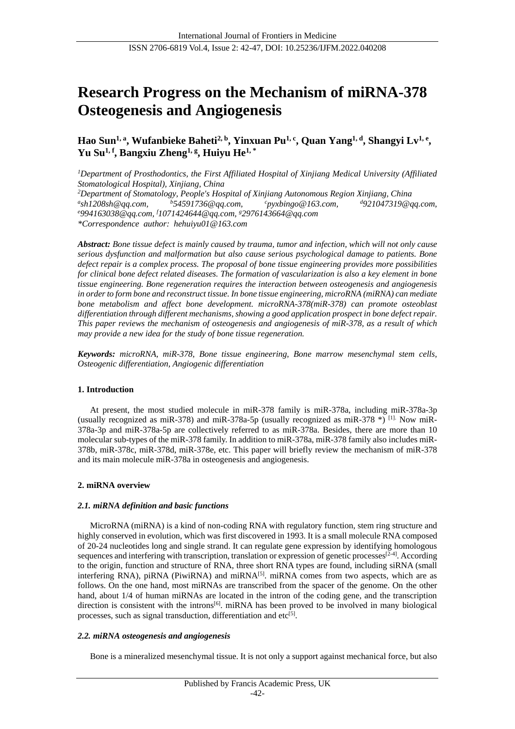# Research Progress on the Mechanism of miRNA-378 Osteogenesis and Angiogenesis

**Hao Sun[1, a], Wufanbieke Baheti[2, b], Yinxuan Pu[1, c], Quan Yang[1, d], Shangyi Lv[1, e], Yu Su[1, f], Bangxiu Zheng[1, g], Huiyu He[1, *]**

[1]*Department of Prosthodontics, the First Affiliated Hospital of Xinjiang Medical University (Affiliated Stomatological Hospital), Xinjiang, China*
[2]*Department of Stomatology, People's Hospital of Xinjiang Autonomous Region Xinjiang, China*
[a]*sh1208sh@qq.com,* [b]*54591736@qq.com,* [c]*pyxbingo@163.com,* [d]*921047319@qq.com,* [e]*994163038@qq.com,* [f]*1071424644@qq.com,* [g]*2976143664@qq.com*
*\*Correspondence author: hehuiyu01@163.com*

***Abstract:*** *Bone tissue defect is mainly caused by trauma, tumor and infection, which will not only cause serious dysfunction and malformation but also cause serious psychological damage to patients. Bone defect repair is a complex process. The proposal of bone tissue engineering provides more possibilities for clinical bone defect related diseases. The formation of vascularization is also a key element in bone tissue engineering. Bone regeneration requires the interaction between osteogenesis and angiogenesis in order to form bone and reconstruct tissue. In bone tissue engineering, microRNA (miRNA) can mediate bone metabolism and affect bone development. microRNA-378(miR-378) can promote osteoblast differentiation through different mechanisms, showing a good application prospect in bone defect repair. This paper reviews the mechanism of osteogenesis and angiogenesis of miR-378, as a result of which may provide a new idea for the study of bone tissue regeneration.*

***Keywords:*** *microRNA, miR-378, Bone tissue engineering, Bone marrow mesenchymal stem cells, Osteogenic differentiation, Angiogenic differentiation*

## 1. Introduction

At present, the most studied molecule in miR-378 family is miR-378a, including miR-378a-3p (usually recognized as miR-378) and miR-378a-5p (usually recognized as miR-378 *) [1]. Now miR-378a-3p and miR-378a-5p are collectively referred to as miR-378a. Besides, there are more than 10 molecular sub-types of the miR-378 family. In addition to miR-378a, miR-378 family also includes miR-378b, miR-378c, miR-378d, miR-378e, etc. This paper will briefly review the mechanism of miR-378 and its main molecule miR-378a in osteogenesis and angiogenesis.

## 2. miRNA overview

### *2.1. miRNA definition and basic functions*

MicroRNA (miRNA) is a kind of non-coding RNA with regulatory function, stem ring structure and highly conserved in evolution, which was first discovered in 1993. It is a small molecule RNA composed of 20-24 nucleotides long and single strand. It can regulate gene expression by identifying homologous sequences and interfering with transcription, translation or expression of genetic processes[2-4]. According to the origin, function and structure of RNA, three short RNA types are found, including siRNA (small interfering RNA), piRNA (PiwiRNA) and miRNA[5]. miRNA comes from two aspects, which are as follows. On the one hand, most miRNAs are transcribed from the spacer of the genome. On the other hand, about 1/4 of human miRNAs are located in the intron of the coding gene, and the transcription direction is consistent with the introns[6]. miRNA has been proved to be involved in many biological processes, such as signal transduction, differentiation and etc[5].

### *2.2. miRNA osteogenesis and angiogenesis*

Bone is a mineralized mesenchymal tissue. It is not only a support against mechanical force, but also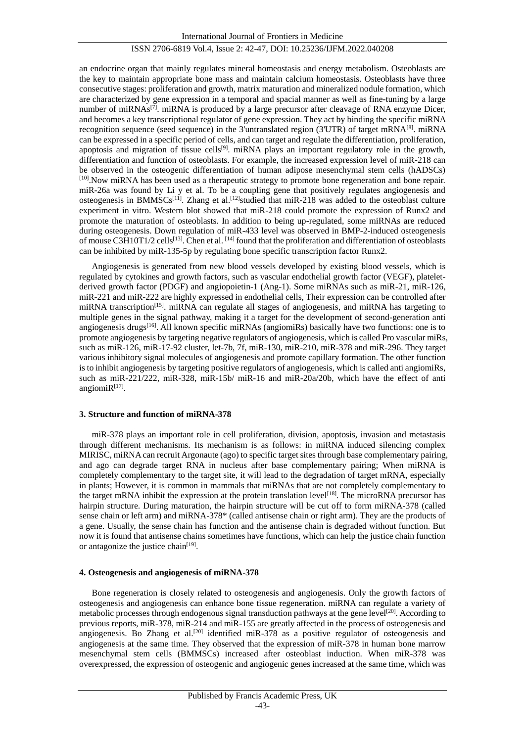an endocrine organ that mainly regulates mineral homeostasis and energy metabolism. Osteoblasts are the key to maintain appropriate bone mass and maintain calcium homeostasis. Osteoblasts have three consecutive stages: proliferation and growth, matrix maturation and mineralized nodule formation, which are characterized by gene expression in a temporal and spacial manner as well as fine-tuning by a large number of miRNAs[7]. miRNA is produced by a large precursor after cleavage of RNA enzyme Dicer, and becomes a key transcriptional regulator of gene expression. They act by binding the specific miRNA recognition sequence (seed sequence) in the 3'untranslated region (3'UTR) of target mRNA[8]. miRNA can be expressed in a specific period of cells, and can target and regulate the differentiation, proliferation, apoptosis and migration of tissue cells[9]. miRNA plays an important regulatory role in the growth, differentiation and function of osteoblasts. For example, the increased expression level of miR-218 can be observed in the osteogenic differentiation of human adipose mesenchymal stem cells (hADSCs) [10].Now miRNA has been used as a therapeutic strategy to promote bone regeneration and bone repair. miR-26a was found by Li y et al. To be a coupling gene that positively regulates angiogenesis and osteogenesis in BMMSCs[11]. Zhang et al.[12]studied that miR-218 was added to the osteoblast culture experiment in vitro. Western blot showed that miR-218 could promote the expression of Runx2 and promote the maturation of osteoblasts. In addition to being up-regulated, some miRNAs are reduced during osteogenesis. Down regulation of miR-433 level was observed in BMP-2-induced osteogenesis of mouse C3H10T1/2 cells[13]. Chen et al. [14] found that the proliferation and differentiation of osteoblasts can be inhibited by miR-135-5p by regulating bone specific transcription factor Runx2.

Angiogenesis is generated from new blood vessels developed by existing blood vessels, which is regulated by cytokines and growth factors, such as vascular endothelial growth factor (VEGF), platelet-derived growth factor (PDGF) and angiopoietin-1 (Ang-1). Some miRNAs such as miR-21, miR-126, miR-221 and miR-222 are highly expressed in endothelial cells, Their expression can be controlled after miRNA transcription[15]. miRNA can regulate all stages of angiogenesis, and miRNA has targeting to multiple genes in the signal pathway, making it a target for the development of second-generation anti angiogenesis drugs[16]. All known specific miRNAs (angiomiRs) basically have two functions: one is to promote angiogenesis by targeting negative regulators of angiogenesis, which is called Pro vascular miRs, such as miR-126, miR-17-92 cluster, let-7b, 7f, miR-130, miR-210, miR-378 and miR-296. They target various inhibitory signal molecules of angiogenesis and promote capillary formation. The other function is to inhibit angiogenesis by targeting positive regulators of angiogenesis, which is called anti angiomiRs, such as miR-221/222, miR-328, miR-15b/ miR-16 and miR-20a/20b, which have the effect of anti angiomiR[17].

### 3. Structure and function of miRNA-378

miR-378 plays an important role in cell proliferation, division, apoptosis, invasion and metastasis through different mechanisms. Its mechanism is as follows: in miRNA induced silencing complex MIRISC, miRNA can recruit Argonaute (ago) to specific target sites through base complementary pairing, and ago can degrade target RNA in nucleus after base complementary pairing; When miRNA is completely complementary to the target site, it will lead to the degradation of target mRNA, especially in plants; However, it is common in mammals that miRNAs that are not completely complementary to the target mRNA inhibit the expression at the protein translation level[18]. The microRNA precursor has hairpin structure. During maturation, the hairpin structure will be cut off to form miRNA-378 (called sense chain or left arm) and miRNA-378* (called antisense chain or right arm). They are the products of a gene. Usually, the sense chain has function and the antisense chain is degraded without function. But now it is found that antisense chains sometimes have functions, which can help the justice chain function or antagonize the justice chain[19].

### 4. Osteogenesis and angiogenesis of miRNA-378

Bone regeneration is closely related to osteogenesis and angiogenesis. Only the growth factors of osteogenesis and angiogenesis can enhance bone tissue regeneration. miRNA can regulate a variety of metabolic processes through endogenous signal transduction pathways at the gene level[20]. According to previous reports, miR-378, miR-214 and miR-155 are greatly affected in the process of osteogenesis and angiogenesis. Bo Zhang et al.[20] identified miR-378 as a positive regulator of osteogenesis and angiogenesis at the same time. They observed that the expression of miR-378 in human bone marrow mesenchymal stem cells (BMMSCs) increased after osteoblast induction. When miR-378 was overexpressed, the expression of osteogenic and angiogenic genes increased at the same time, which was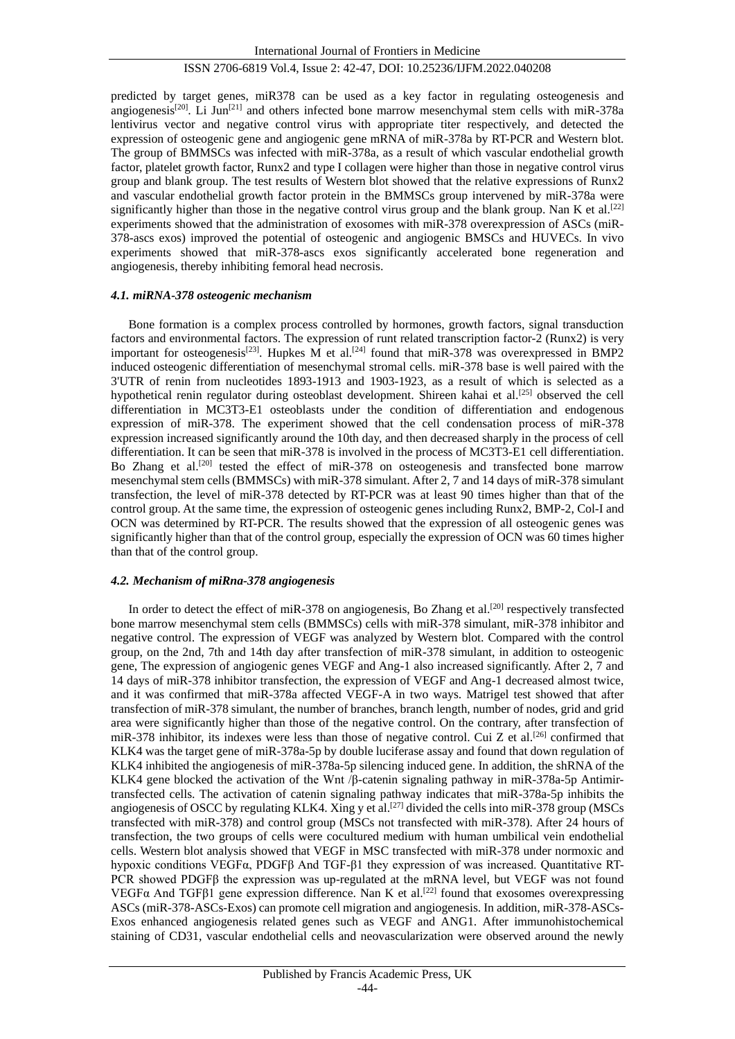predicted by target genes, miR378 can be used as a key factor in regulating osteogenesis and angiogenesis[20]. Li Jun[21] and others infected bone marrow mesenchymal stem cells with miR-378a lentivirus vector and negative control virus with appropriate titer respectively, and detected the expression of osteogenic gene and angiogenic gene mRNA of miR-378a by RT-PCR and Western blot. The group of BMMSCs was infected with miR-378a, as a result of which vascular endothelial growth factor, platelet growth factor, Runx2 and type I collagen were higher than those in negative control virus group and blank group. The test results of Western blot showed that the relative expressions of Runx2 and vascular endothelial growth factor protein in the BMMSCs group intervened by miR-378a were significantly higher than those in the negative control virus group and the blank group. Nan K et al.[22] experiments showed that the administration of exosomes with miR-378 overexpression of ASCs (miR-378-ascs exos) improved the potential of osteogenic and angiogenic BMSCs and HUVECs. In vivo experiments showed that miR-378-ascs exos significantly accelerated bone regeneration and angiogenesis, thereby inhibiting femoral head necrosis.

### *4.1. miRNA-378 osteogenic mechanism*

Bone formation is a complex process controlled by hormones, growth factors, signal transduction factors and environmental factors. The expression of runt related transcription factor-2 (Runx2) is very important for osteogenesis[23]. Hupkes M et al.[24] found that miR-378 was overexpressed in BMP2 induced osteogenic differentiation of mesenchymal stromal cells. miR-378 base is well paired with the 3'UTR of renin from nucleotides 1893-1913 and 1903-1923, as a result of which is selected as a hypothetical renin regulator during osteoblast development. Shireen kahai et al.[25] observed the cell differentiation in MC3T3-E1 osteoblasts under the condition of differentiation and endogenous expression of miR-378. The experiment showed that the cell condensation process of miR-378 expression increased significantly around the 10th day, and then decreased sharply in the process of cell differentiation. It can be seen that miR-378 is involved in the process of MC3T3-E1 cell differentiation. Bo Zhang et al.[20] tested the effect of miR-378 on osteogenesis and transfected bone marrow mesenchymal stem cells (BMMSCs) with miR-378 simulant. After 2, 7 and 14 days of miR-378 simulant transfection, the level of miR-378 detected by RT-PCR was at least 90 times higher than that of the control group. At the same time, the expression of osteogenic genes including Runx2, BMP-2, Col-I and OCN was determined by RT-PCR. The results showed that the expression of all osteogenic genes was significantly higher than that of the control group, especially the expression of OCN was 60 times higher than that of the control group.

### *4.2. Mechanism of miRna-378 angiogenesis*

In order to detect the effect of miR-378 on angiogenesis, Bo Zhang et al.[20] respectively transfected bone marrow mesenchymal stem cells (BMMSCs) cells with miR-378 simulant, miR-378 inhibitor and negative control. The expression of VEGF was analyzed by Western blot. Compared with the control group, on the 2nd, 7th and 14th day after transfection of miR-378 simulant, in addition to osteogenic gene, The expression of angiogenic genes VEGF and Ang-1 also increased significantly. After 2, 7 and 14 days of miR-378 inhibitor transfection, the expression of VEGF and Ang-1 decreased almost twice, and it was confirmed that miR-378a affected VEGF-A in two ways. Matrigel test showed that after transfection of miR-378 simulant, the number of branches, branch length, number of nodes, grid and grid area were significantly higher than those of the negative control. On the contrary, after transfection of miR-378 inhibitor, its indexes were less than those of negative control. Cui Z et al.[26] confirmed that KLK4 was the target gene of miR-378a-5p by double luciferase assay and found that down regulation of KLK4 inhibited the angiogenesis of miR-378a-5p silencing induced gene. In addition, the shRNA of the KLK4 gene blocked the activation of the Wnt /β-catenin signaling pathway in miR-378a-5p Antimir-transfected cells. The activation of catenin signaling pathway indicates that miR-378a-5p inhibits the angiogenesis of OSCC by regulating KLK4. Xing y et al.[27] divided the cells into miR-378 group (MSCs transfected with miR-378) and control group (MSCs not transfected with miR-378). After 24 hours of transfection, the two groups of cells were cocultured medium with human umbilical vein endothelial cells. Western blot analysis showed that VEGF in MSC transfected with miR-378 under normoxic and hypoxic conditions VEGFα, PDGFβ And TGF-β1 they expression of was increased. Quantitative RT-PCR showed PDGFβ the expression was up-regulated at the mRNA level, but VEGF was not found VEGFα And TGFβ1 gene expression difference. Nan K et al.[22] found that exosomes overexpressing ASCs (miR-378-ASCs-Exos) can promote cell migration and angiogenesis. In addition, miR-378-ASCs-Exos enhanced angiogenesis related genes such as VEGF and ANG1. After immunohistochemical staining of CD31, vascular endothelial cells and neovascularization were observed around the newly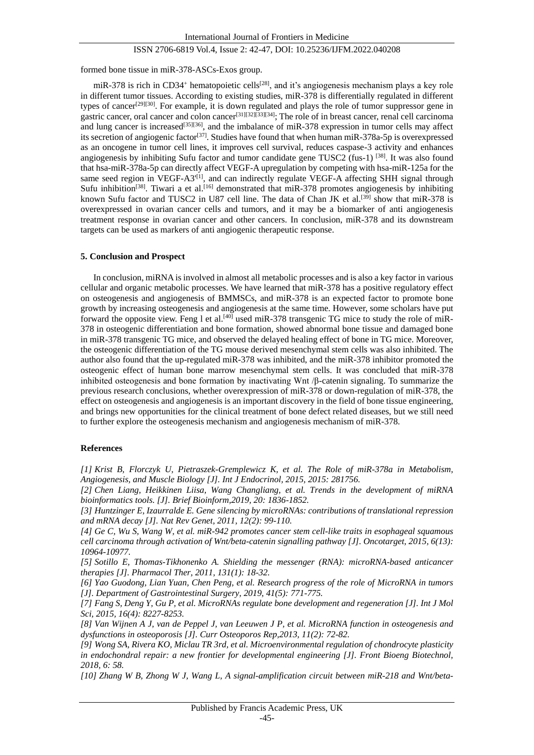formed bone tissue in miR-378-ASCs-Exos group.

miR-378 is rich in CD34+ hematopoietic cells[28], and it's angiogenesis mechanism plays a key role in different tumor tissues. According to existing studies, miR-378 is differentially regulated in different types of cancer[29][30]. For example, it is down regulated and plays the role of tumor suppressor gene in gastric cancer, oral cancer and colon cancer[31][32][33][34]; The role of in breast cancer, renal cell carcinoma and lung cancer is increased[35][36], and the imbalance of miR-378 expression in tumor cells may affect its secretion of angiogenic factor[37]. Studies have found that when human miR-378a-5p is overexpressed as an oncogene in tumor cell lines, it improves cell survival, reduces caspase-3 activity and enhances angiogenesis by inhibiting Sufu factor and tumor candidate gene TUSC2 (fus-1) [38]. It was also found that hsa-miR-378a-5p can directly affect VEGF-A upregulation by competing with hsa-miR-125a for the same seed region in VEGF-A3'[1], and can indirectly regulate VEGF-A affecting SHH signal through Sufu inhibition[38]. Tiwari a et al.[16] demonstrated that miR-378 promotes angiogenesis by inhibiting known Sufu factor and TUSC2 in U87 cell line. The data of Chan JK et al.[39] show that miR-378 is overexpressed in ovarian cancer cells and tumors, and it may be a biomarker of anti angiogenesis treatment response in ovarian cancer and other cancers. In conclusion, miR-378 and its downstream targets can be used as markers of anti angiogenic therapeutic response.

## 5. Conclusion and Prospect

In conclusion, miRNA is involved in almost all metabolic processes and is also a key factor in various cellular and organic metabolic processes. We have learned that miR-378 has a positive regulatory effect on osteogenesis and angiogenesis of BMMSCs, and miR-378 is an expected factor to promote bone growth by increasing osteogenesis and angiogenesis at the same time. However, some scholars have put forward the opposite view. Feng l et al.[40] used miR-378 transgenic TG mice to study the role of miR-378 in osteogenic differentiation and bone formation, showed abnormal bone tissue and damaged bone in miR-378 transgenic TG mice, and observed the delayed healing effect of bone in TG mice. Moreover, the osteogenic differentiation of the TG mouse derived mesenchymal stem cells was also inhibited. The author also found that the up-regulated miR-378 was inhibited, and the miR-378 inhibitor promoted the osteogenic effect of human bone marrow mesenchymal stem cells. It was concluded that miR-378 inhibited osteogenesis and bone formation by inactivating Wnt /β-catenin signaling. To summarize the previous research conclusions, whether overexpression of miR-378 or down-regulation of miR-378, the effect on osteogenesis and angiogenesis is an important discovery in the field of bone tissue engineering, and brings new opportunities for the clinical treatment of bone defect related diseases, but we still need to further explore the osteogenesis mechanism and angiogenesis mechanism of miR-378.

## References

*[1] Krist B, Florczyk U, Pietraszek-Gremplewicz K, et al. The Role of miR-378a in Metabolism, Angiogenesis, and Muscle Biology [J]. Int J Endocrinol, 2015, 2015: 281756.*

*[2] Chen Liang, Heikkinen Liisa, Wang Changliang, et al. Trends in the development of miRNA bioinformatics tools. [J]. Brief Bioinform,2019, 20: 1836-1852.*

*[3] Huntzinger E, Izaurralde E. Gene silencing by microRNAs: contributions of translational repression and mRNA decay [J]. Nat Rev Genet, 2011, 12(2): 99-110.*

*[4] Ge C, Wu S, Wang W, et al. miR-942 promotes cancer stem cell-like traits in esophageal squamous cell carcinoma through activation of Wnt/beta-catenin signalling pathway [J]. Oncotarget, 2015, 6(13): 10964-10977.*

*[5] Sotillo E, Thomas-Tikhonenko A. Shielding the messenger (RNA): microRNA-based anticancer therapies [J]. Pharmacol Ther, 2011, 131(1): 18-32.*

*[6] Yao Guodong, Lian Yuan, Chen Peng, et al. Research progress of the role of MicroRNA in tumors [J]. Department of Gastrointestinal Surgery, 2019, 41(5): 771-775.*

*[7] Fang S, Deng Y, Gu P, et al. MicroRNAs regulate bone development and regeneration [J]. Int J Mol Sci, 2015, 16(4): 8227-8253.*

*[8] Van Wijnen A J, van de Peppel J, van Leeuwen J P, et al. MicroRNA function in osteogenesis and dysfunctions in osteoporosis [J]. Curr Osteoporos Rep,2013, 11(2): 72-82.*

*[9] Wong SA, Rivera KO, Miclau TR 3rd, et al. Microenvironmental regulation of chondrocyte plasticity in endochondral repair: a new frontier for developmental engineering [J]. Front Bioeng Biotechnol, 2018, 6: 58.*

*[10] Zhang W B, Zhong W J, Wang L, A signal-amplification circuit between miR-218 and Wnt/beta-*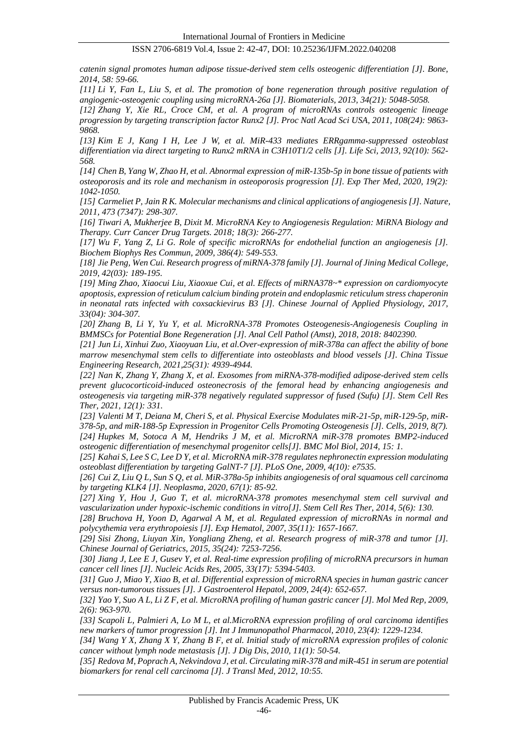*catenin signal promotes human adipose tissue-derived stem cells osteogenic differentiation [J]. Bone, 2014, 58: 59-66.*

*[11] Li Y, Fan L, Liu S, et al. The promotion of bone regeneration through positive regulation of angiogenic-osteogenic coupling using microRNA-26a [J]. Biomaterials, 2013, 34(21): 5048-5058.*

*[12] Zhang Y, Xie RL, Croce CM, et al. A program of microRNAs controls osteogenic lineage progression by targeting transcription factor Runx2 [J]. Proc Natl Acad Sci USA, 2011, 108(24): 9863-9868.*

*[13] Kim E J, Kang I H, Lee J W, et al. MiR-433 mediates ERRgamma-suppressed osteoblast differentiation via direct targeting to Runx2 mRNA in C3H10T1/2 cells [J]. Life Sci, 2013, 92(10): 562-568.*

*[14] Chen B, Yang W, Zhao H, et al. Abnormal expression of miR-135b-5p in bone tissue of patients with osteoporosis and its role and mechanism in osteoporosis progression [J]. Exp Ther Med, 2020, 19(2): 1042-1050.*

*[15] Carmeliet P, Jain R K. Molecular mechanisms and clinical applications of angiogenesis [J]. Nature, 2011, 473 (7347): 298-307.*

*[16] Tiwari A, Mukherjee B, Dixit M. MicroRNA Key to Angiogenesis Regulation: MiRNA Biology and Therapy. Curr Cancer Drug Targets. 2018; 18(3): 266-277.*

*[17] Wu F, Yang Z, Li G. Role of specific microRNAs for endothelial function an angiogenesis [J]. Biochem Biophys Res Commun, 2009, 386(4): 549-553.*

*[18] Jie Peng, Wen Cui. Research progress of miRNA-378 family [J]. Journal of Jining Medical College, 2019, 42(03): 189-195.*

*[19] Ming Zhao, Xiaocui Liu, Xiaoxue Cui, et al. Effects of miRNA378~* expression on cardiomyocyte apoptosis, expression of reticulum calcium binding protein and endoplasmic reticulum stress chaperonin in neonatal rats infected with coxsackievirus B3 [J]. Chinese Journal of Applied Physiology, 2017, 33(04): 304-307.*

*[20] Zhang B, Li Y, Yu Y, et al. MicroRNA-378 Promotes Osteogenesis-Angiogenesis Coupling in BMMSCs for Potential Bone Regeneration [J]. Anal Cell Pathol (Amst), 2018, 2018: 8402390.*

*[21] Jun Li, Xinhui Zuo, Xiaoyuan Liu, et al.Over-expression of miR-378a can affect the ability of bone marrow mesenchymal stem cells to differentiate into osteoblasts and blood vessels [J]. China Tissue Engineering Research, 2021,25(31): 4939-4944.*

*[22] Nan K, Zhang Y, Zhang X, et al. Exosomes from miRNA-378-modified adipose-derived stem cells prevent glucocorticoid-induced osteonecrosis of the femoral head by enhancing angiogenesis and osteogenesis via targeting miR-378 negatively regulated suppressor of fused (Sufu) [J]. Stem Cell Res Ther, 2021, 12(1): 331.*

*[23] Valenti M T, Deiana M, Cheri S, et al. Physical Exercise Modulates miR-21-5p, miR-129-5p, miR-378-5p, and miR-188-5p Expression in Progenitor Cells Promoting Osteogenesis [J]. Cells, 2019, 8(7).*

*[24] Hupkes M, Sotoca A M, Hendriks J M, et al. MicroRNA miR-378 promotes BMP2-induced osteogenic differentiation of mesenchymal progenitor cells[J]. BMC Mol Biol, 2014, 15: 1.*

*[25] Kahai S, Lee S C, Lee D Y, et al. MicroRNA miR-378 regulates nephronectin expression modulating osteoblast differentiation by targeting GalNT-7 [J]. PLoS One, 2009, 4(10): e7535.*

*[26] Cui Z, Liu Q L, Sun S Q, et al. MiR-378a-5p inhibits angiogenesis of oral squamous cell carcinoma by targeting KLK4 [J]. Neoplasma, 2020, 67(1): 85-92.*

*[27] Xing Y, Hou J, Guo T, et al. microRNA-378 promotes mesenchymal stem cell survival and vascularization under hypoxic-ischemic conditions in vitro[J]. Stem Cell Res Ther, 2014, 5(6): 130.*

*[28] Bruchova H, Yoon D, Agarwal A M, et al. Regulated expression of microRNAs in normal and polycythemia vera erythropoiesis [J]. Exp Hematol, 2007, 35(11): 1657-1667.*

*[29] Sisi Zhong, Liuyan Xin, Yongliang Zheng, et al. Research progress of miR-378 and tumor [J]. Chinese Journal of Geriatrics, 2015, 35(24): 7253-7256.*

*[30] Jiang J, Lee E J, Gusev Y, et al. Real-time expression profiling of microRNA precursors in human cancer cell lines [J]. Nucleic Acids Res, 2005, 33(17): 5394-5403.*

*[31] Guo J, Miao Y, Xiao B, et al. Differential expression of microRNA species in human gastric cancer versus non-tumorous tissues [J]. J Gastroenterol Hepatol, 2009, 24(4): 652-657.*

*[32] Yao Y, Suo A L, Li Z F, et al. MicroRNA profiling of human gastric cancer [J]. Mol Med Rep, 2009, 2(6): 963-970.*

*[33] Scapoli L, Palmieri A, Lo M L, et al.MicroRNA expression profiling of oral carcinoma identifies new markers of tumor progression [J]. Int J Immunopathol Pharmacol, 2010, 23(4): 1229-1234.*

*[34] Wang Y X, Zhang X Y, Zhang B F, et al. Initial study of microRNA expression profiles of colonic cancer without lymph node metastasis [J]. J Dig Dis, 2010, 11(1): 50-54.*

*[35] Redova M, Poprach A, Nekvindova J, et al. Circulating miR-378 and miR-451 in serum are potential biomarkers for renal cell carcinoma [J]. J Transl Med, 2012, 10:55.*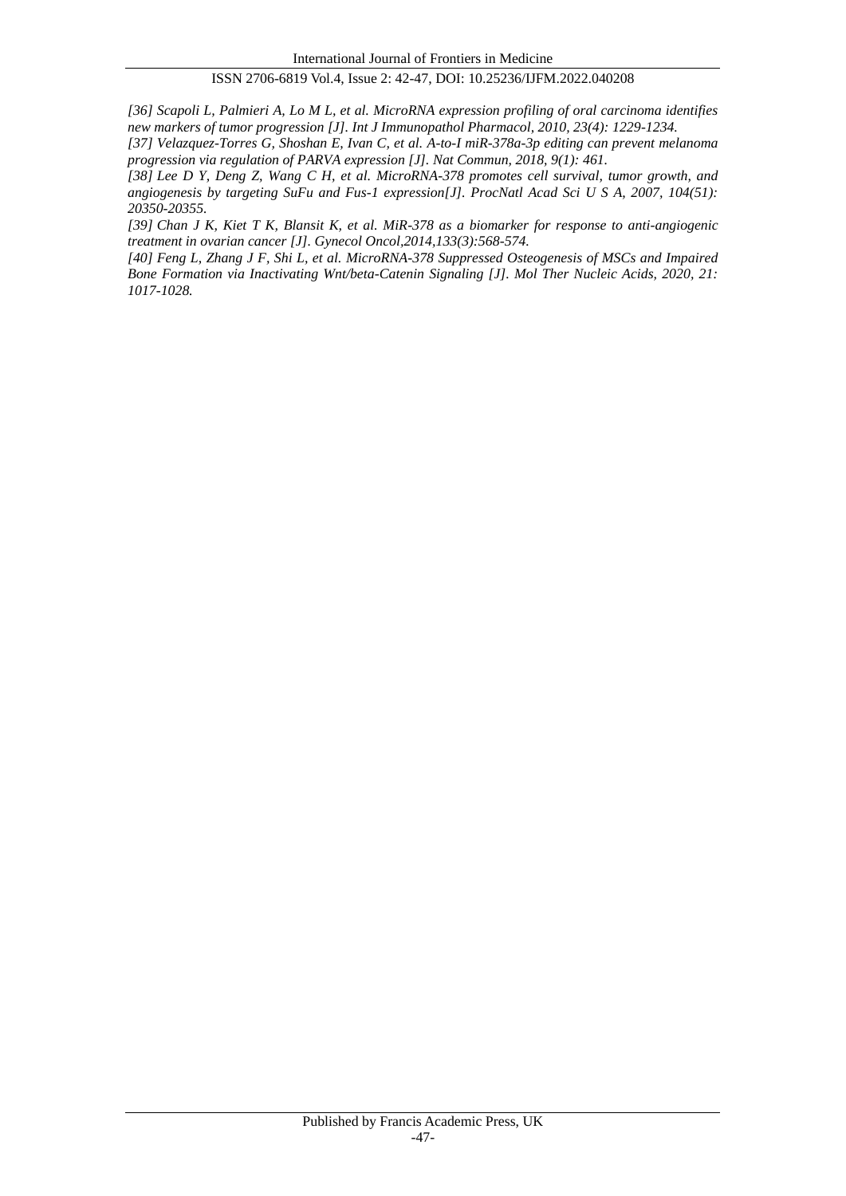*[36] Scapoli L, Palmieri A, Lo M L, et al. MicroRNA expression profiling of oral carcinoma identifies new markers of tumor progression [J]. Int J Immunopathol Pharmacol, 2010, 23(4): 1229-1234.*

*[37] Velazquez-Torres G, Shoshan E, Ivan C, et al. A-to-I miR-378a-3p editing can prevent melanoma progression via regulation of PARVA expression [J]. Nat Commun, 2018, 9(1): 461.*

*[38] Lee D Y, Deng Z, Wang C H, et al. MicroRNA-378 promotes cell survival, tumor growth, and angiogenesis by targeting SuFu and Fus-1 expression[J]. ProcNatl Acad Sci U S A, 2007, 104(51): 20350-20355.*

*[39] Chan J K, Kiet T K, Blansit K, et al. MiR-378 as a biomarker for response to anti-angiogenic treatment in ovarian cancer [J]. Gynecol Oncol,2014,133(3):568-574.*

*[40] Feng L, Zhang J F, Shi L, et al. MicroRNA-378 Suppressed Osteogenesis of MSCs and Impaired Bone Formation via Inactivating Wnt/beta-Catenin Signaling [J]. Mol Ther Nucleic Acids, 2020, 21: 1017-1028.*